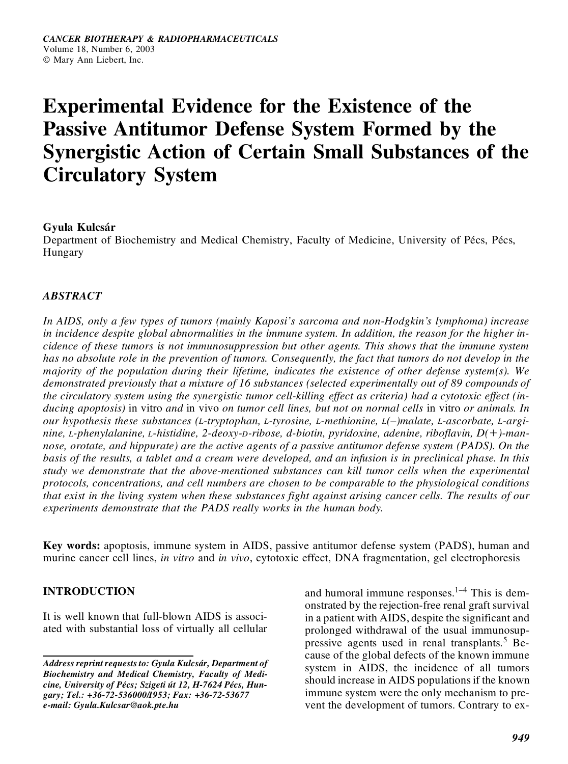*CANCER BIOTHERAPY & RADIOPHARMACEUTICALS*
Volume 18, Number 6, 2003
© Mary Ann Liebert, Inc.

# Experimental Evidence for the Existence of the Passive Antitumor Defense System Formed by the Synergistic Action of Certain Small Substances of the Circulatory System

**Gyula Kulcsár**

Department of Biochemistry and Medical Chemistry, Faculty of Medicine, University of Pécs, Pécs, Hungary

## *ABSTRACT*

*In AIDS, only a few types of tumors (mainly Kaposi's sarcoma and non-Hodgkin's lymphoma) increase in incidence despite global abnormalities in the immune system. In addition, the reason for the higher incidence of these tumors is not immunosuppression but other agents. This shows that the immune system has no absolute role in the prevention of tumors. Consequently, the fact that tumors do not develop in the majority of the population during their lifetime, indicates the existence of other defense system(s). We demonstrated previously that a mixture of 16 substances (selected experimentally out of 89 compounds of the circulatory system using the synergistic tumor cell-killing effect as criteria) had a cytotoxic effect (inducing apoptosis)* in vitro *and* in vivo *on tumor cell lines, but not on normal cells* in vitro *or animals. In our hypothesis these substances (*L*-tryptophan,* L*-tyrosine,* L*-methionine,* L*(–)malate,* L*-ascorbate,* L*-arginine,* L*-phenylalanine,* L*-histidine, 2-deoxy-*D*-ribose, d-biotin, pyridoxine, adenine, riboflavin, D(+)-mannose, orotate, and hippurate) are the active agents of a passive antitumor defense system (PADS). On the basis of the results, a tablet and a cream were developed, and an infusion is in preclinical phase. In this study we demonstrate that the above-mentioned substances can kill tumor cells when the experimental protocols, concentrations, and cell numbers are chosen to be comparable to the physiological conditions that exist in the living system when these substances fight against arising cancer cells. The results of our experiments demonstrate that the PADS really works in the human body.*

**Key words:** apoptosis, immune system in AIDS, passive antitumor defense system (PADS), human and murine cancer cell lines, *in vitro* and *in vivo*, cytotoxic effect, DNA fragmentation, gel electrophoresis

## INTRODUCTION

It is well known that full-blown AIDS is associated with substantial loss of virtually all cellular and humoral immune responses.[1–4] This is demonstrated by the rejection-free renal graft survival in a patient with AIDS, despite the significant and prolonged withdrawal of the usual immunosuppressive agents used in renal transplants.[5] Because of the global defects of the known immune system in AIDS, the incidence of all tumors should increase in AIDS populations if the known immune system were the only mechanism to prevent the development of tumors. Contrary to ex-

***Address reprint requests to: Gyula Kulcsár, Department of Biochemistry and Medical Chemistry, Faculty of Medicine, University of Pécs; Szigeti út 12, H-7624 Pécs, Hungary; Tel.: +36-72-536000/1953; Fax: +36-72-53677 e-mail: Gyula.Kulcsar@aok.pte.hu***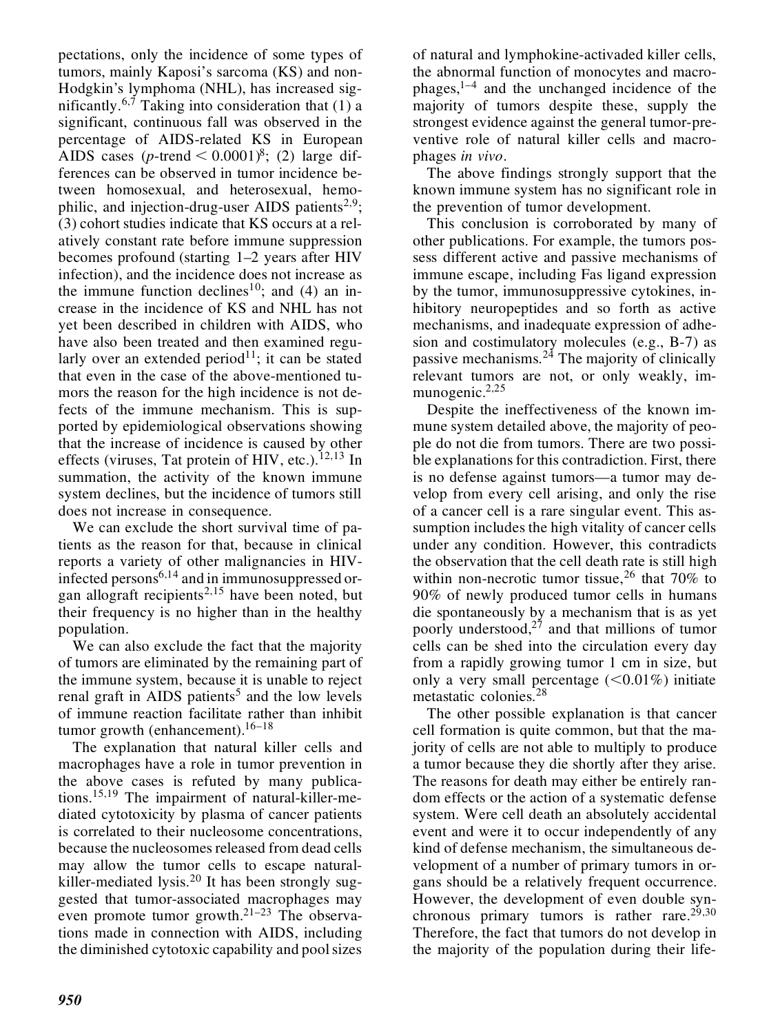pectations, only the incidence of some types of tumors, mainly Kaposi's sarcoma (KS) and non-Hodgkin's lymphoma (NHL), has increased significantly.[6,7] Taking into consideration that (1) a significant, continuous fall was observed in the percentage of AIDS-related KS in European AIDS cases ($p$-trend $< 0.0001$)[8]; (2) large differences can be observed in tumor incidence between homosexual, and heterosexual, hemophilic, and injection-drug-user AIDS patients[2,9]; (3) cohort studies indicate that KS occurs at a relatively constant rate before immune suppression becomes profound (starting 1–2 years after HIV infection), and the incidence does not increase as the immune function declines[10]; and (4) an increase in the incidence of KS and NHL has not yet been described in children with AIDS, who have also been treated and then examined regularly over an extended period[11]; it can be stated that even in the case of the above-mentioned tumors the reason for the high incidence is not defects of the immune mechanism. This is supported by epidemiological observations showing that the increase of incidence is caused by other effects (viruses, Tat protein of HIV, etc.).[12,13] In summation, the activity of the known immune system declines, but the incidence of tumors still does not increase in consequence.

We can exclude the short survival time of patients as the reason for that, because in clinical reports a variety of other malignancies in HIV-infected persons[6,14] and in immunosuppressed organ allograft recipients[2,15] have been noted, but their frequency is no higher than in the healthy population.

We can also exclude the fact that the majority of tumors are eliminated by the remaining part of the immune system, because it is unable to reject renal graft in AIDS patients[5] and the low levels of immune reaction facilitate rather than inhibit tumor growth (enhancement).[16–18]

The explanation that natural killer cells and macrophages have a role in tumor prevention in the above cases is refuted by many publications.[15,19] The impairment of natural-killer-mediated cytotoxicity by plasma of cancer patients is correlated to their nucleosome concentrations, because the nucleosomes released from dead cells may allow the tumor cells to escape natural-killer-mediated lysis.[20] It has been strongly suggested that tumor-associated macrophages may even promote tumor growth.[21–23] The observations made in connection with AIDS, including the diminished cytotoxic capability and pool sizes of natural and lymphokine-activaded killer cells, the abnormal function of monocytes and macrophages,[1–4] and the unchanged incidence of the majority of tumors despite these, supply the strongest evidence against the general tumor-preventive role of natural killer cells and macrophages *in vivo*.

The above findings strongly support that the known immune system has no significant role in the prevention of tumor development.

This conclusion is corroborated by many of other publications. For example, the tumors possess different active and passive mechanisms of immune escape, including Fas ligand expression by the tumor, immunosuppressive cytokines, inhibitory neuropeptides and so forth as active mechanisms, and inadequate expression of adhesion and costimulatory molecules (e.g., B-7) as passive mechanisms.[24] The majority of clinically relevant tumors are not, or only weakly, immunogenic.[2,25]

Despite the ineffectiveness of the known immune system detailed above, the majority of people do not die from tumors. There are two possible explanations for this contradiction. First, there is no defense against tumors—a tumor may develop from every cell arising, and only the rise of a cancer cell is a rare singular event. This assumption includes the high vitality of cancer cells under any condition. However, this contradicts the observation that the cell death rate is still high within non-necrotic tumor tissue,[26] that 70% to 90% of newly produced tumor cells in humans die spontaneously by a mechanism that is as yet poorly understood,[27] and that millions of tumor cells can be shed into the circulation every day from a rapidly growing tumor 1 cm in size, but only a very small percentage ($<0.01\%$) initiate metastatic colonies.[28]

The other possible explanation is that cancer cell formation is quite common, but that the majority of cells are not able to multiply to produce a tumor because they die shortly after they arise. The reasons for death may either be entirely random effects or the action of a systematic defense system. Were cell death an absolutely accidental event and were it to occur independently of any kind of defense mechanism, the simultaneous development of a number of primary tumors in organs should be a relatively frequent occurrence. However, the development of even double synchronous primary tumors is rather rare.[29,30] Therefore, the fact that tumors do not develop in the majority of the population during their life-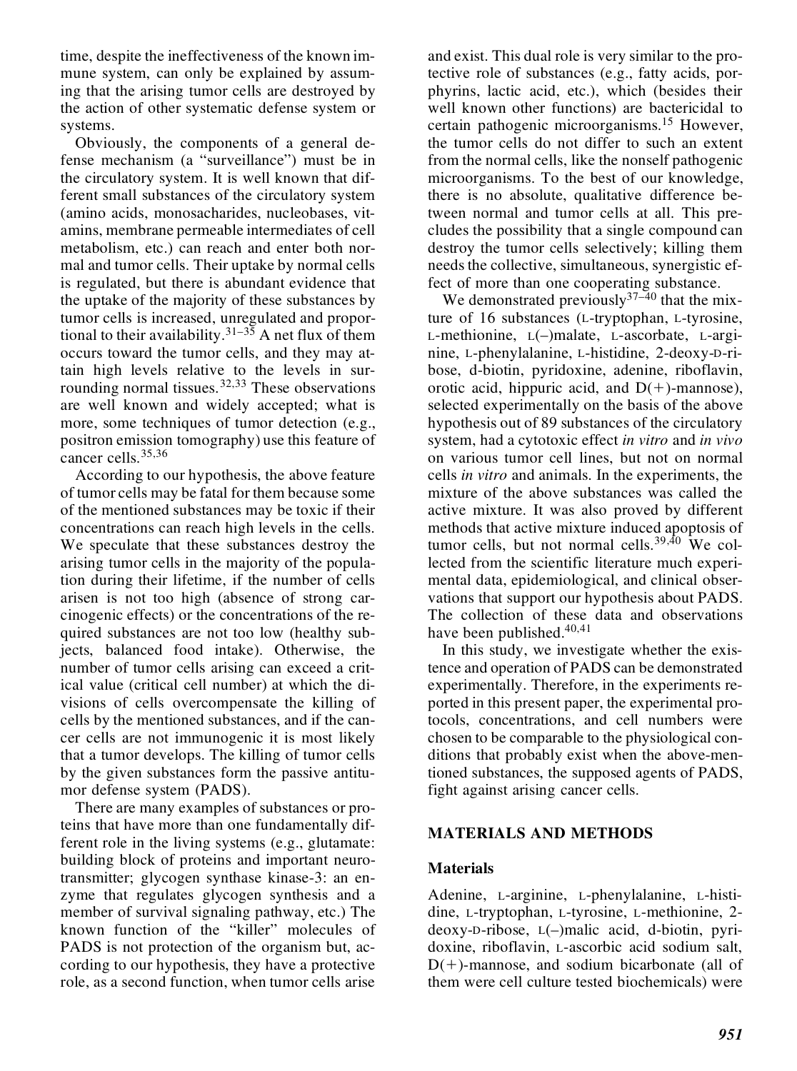time, despite the ineffectiveness of the known immune system, can only be explained by assuming that the arising tumor cells are destroyed by the action of other systematic defense system or systems.

Obviously, the components of a general defense mechanism (a "surveillance") must be in the circulatory system. It is well known that different small substances of the circulatory system (amino acids, monosacharides, nucleobases, vitamins, membrane permeable intermediates of cell metabolism, etc.) can reach and enter both normal and tumor cells. Their uptake by normal cells is regulated, but there is abundant evidence that the uptake of the majority of these substances by tumor cells is increased, unregulated and proportional to their availability.[31–35] A net flux of them occurs toward the tumor cells, and they may attain high levels relative to the levels in surrounding normal tissues.[32,33] These observations are well known and widely accepted; what is more, some techniques of tumor detection (e.g., positron emission tomography) use this feature of cancer cells.[35,36]

According to our hypothesis, the above feature of tumor cells may be fatal for them because some of the mentioned substances may be toxic if their concentrations can reach high levels in the cells. We speculate that these substances destroy the arising tumor cells in the majority of the population during their lifetime, if the number of cells arisen is not too high (absence of strong carcinogenic effects) or the concentrations of the required substances are not too low (healthy subjects, balanced food intake). Otherwise, the number of tumor cells arising can exceed a critical value (critical cell number) at which the divisions of cells overcompensate the killing of cells by the mentioned substances, and if the cancer cells are not immunogenic it is most likely that a tumor develops. The killing of tumor cells by the given substances form the passive antitumor defense system (PADS).

There are many examples of substances or proteins that have more than one fundamentally different role in the living systems (e.g., glutamate: building block of proteins and important neurotransmitter; glycogen synthase kinase-3: an enzyme that regulates glycogen synthesis and a member of survival signaling pathway, etc.) The known function of the "killer" molecules of PADS is not protection of the organism but, according to our hypothesis, they have a protective role, as a second function, when tumor cells arise and exist. This dual role is very similar to the protective role of substances (e.g., fatty acids, porphyrins, lactic acid, etc.), which (besides their well known other functions) are bactericidal to certain pathogenic microorganisms.[15] However, the tumor cells do not differ to such an extent from the normal cells, like the nonself pathogenic microorganisms. To the best of our knowledge, there is no absolute, qualitative difference between normal and tumor cells at all. This precludes the possibility that a single compound can destroy the tumor cells selectively; killing them needs the collective, simultaneous, synergistic effect of more than one cooperating substance.

We demonstrated previously[37–40] that the mixture of 16 substances (L-tryptophan, L-tyrosine, L-methionine, L(–)malate, L-ascorbate, L-arginine, L-phenylalanine, L-histidine, 2-deoxy-D-ribose, d-biotin, pyridoxine, adenine, riboflavin, orotic acid, hippuric acid, and D(+)-mannose), selected experimentally on the basis of the above hypothesis out of 89 substances of the circulatory system, had a cytotoxic effect *in vitro* and *in vivo* on various tumor cell lines, but not on normal cells *in vitro* and animals. In the experiments, the mixture of the above substances was called the active mixture. It was also proved by different methods that active mixture induced apoptosis of tumor cells, but not normal cells.[39,40] We collected from the scientific literature much experimental data, epidemiological, and clinical observations that support our hypothesis about PADS. The collection of these data and observations have been published.[40,41]

In this study, we investigate whether the existence and operation of PADS can be demonstrated experimentally. Therefore, in the experiments reported in this present paper, the experimental protocols, concentrations, and cell numbers were chosen to be comparable to the physiological conditions that probably exist when the above-mentioned substances, the supposed agents of PADS, fight against arising cancer cells.

## MATERIALS AND METHODS

### Materials

Adenine, L-arginine, L-phenylalanine, L-histidine, L-tryptophan, L-tyrosine, L-methionine, 2-deoxy-D-ribose, L(–)malic acid, d-biotin, pyridoxine, riboflavin, L-ascorbic acid sodium salt, D(+)-mannose, and sodium bicarbonate (all of them were cell culture tested biochemicals) were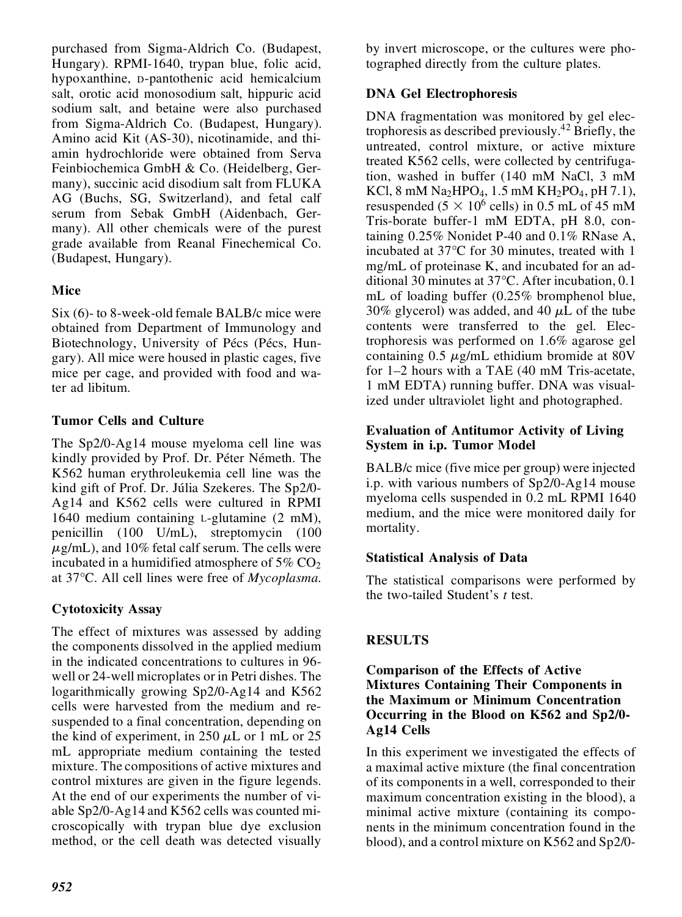purchased from Sigma-Aldrich Co. (Budapest, Hungary). RPMI-1640, trypan blue, folic acid, hypoxanthine, D-pantothenic acid hemicalcium salt, orotic acid monosodium salt, hippuric acid sodium salt, and betaine were also purchased from Sigma-Aldrich Co. (Budapest, Hungary). Amino acid Kit (AS-30), nicotinamide, and thiamin hydrochloride were obtained from Serva Feinbiochemica GmbH & Co. (Heidelberg, Germany), succinic acid disodium salt from FLUKA AG (Buchs, SG, Switzerland), and fetal calf serum from Sebak GmbH (Aidenbach, Germany). All other chemicals were of the purest grade available from Reanal Finechemical Co. (Budapest, Hungary).

### Mice

Six (6)- to 8-week-old female BALB/c mice were obtained from Department of Immunology and Biotechnology, University of Pécs (Pécs, Hungary). All mice were housed in plastic cages, five mice per cage, and provided with food and water ad libitum.

### Tumor Cells and Culture

The Sp2/0-Ag14 mouse myeloma cell line was kindly provided by Prof. Dr. Péter Németh. The K562 human erythroleukemia cell line was the kind gift of Prof. Dr. Júlia Szekeres. The Sp2/0-Ag14 and K562 cells were cultured in RPMI 1640 medium containing L-glutamine (2 mM), penicillin (100 U/mL), streptomycin (100 $\mu$g/mL), and 10% fetal calf serum. The cells were incubated in a humidified atmosphere of 5% $CO_2$ at 37°C. All cell lines were free of *Mycoplasma*.

### Cytotoxicity Assay

The effect of mixtures was assessed by adding the components dissolved in the applied medium in the indicated concentrations to cultures in 96-well or 24-well microplates or in Petri dishes. The logarithmically growing Sp2/0-Ag14 and K562 cells were harvested from the medium and resuspended to a final concentration, depending on the kind of experiment, in 250 $\mu$L or 1 mL or 25 mL appropriate medium containing the tested mixture. The compositions of active mixtures and control mixtures are given in the figure legends. At the end of our experiments the number of viable Sp2/0-Ag14 and K562 cells was counted microscopically with trypan blue dye exclusion method, or the cell death was detected visually by invert microscope, or the cultures were photographed directly from the culture plates.

### DNA Gel Electrophoresis

DNA fragmentation was monitored by gel electrophoresis as described previously.[42] Briefly, the untreated, control mixture, or active mixture treated K562 cells, were collected by centrifugation, washed in buffer (140 mM NaCl, 3 mM KCl, 8 mM $Na_2HPO_4$, 1.5 mM $KH_2PO_4$, pH 7.1), resuspended ($5 \times 10^6$ cells) in 0.5 mL of 45 mM Tris-borate buffer-1 mM EDTA, pH 8.0, containing 0.25% Nonidet P-40 and 0.1% RNase A, incubated at 37°C for 30 minutes, treated with 1 mg/mL of proteinase K, and incubated for an additional 30 minutes at 37°C. After incubation, 0.1 mL of loading buffer (0.25% bromphenol blue, 30% glycerol) was added, and 40 $\mu$L of the tube contents were transferred to the gel. Electrophoresis was performed on 1.6% agarose gel containing 0.5 $\mu$g/mL ethidium bromide at 80V for 1–2 hours with a TAE (40 mM Tris-acetate, 1 mM EDTA) running buffer. DNA was visualized under ultraviolet light and photographed.

### Evaluation of Antitumor Activity of Living System in i.p. Tumor Model

BALB/c mice (five mice per group) were injected i.p. with various numbers of Sp2/0-Ag14 mouse myeloma cells suspended in 0.2 mL RPMI 1640 medium, and the mice were monitored daily for mortality.

### Statistical Analysis of Data

The statistical comparisons were performed by the two-tailed Student's *t* test.

## RESULTS

### Comparison of the Effects of Active Mixtures Containing Their Components in the Maximum or Minimum Concentration Occurring in the Blood on K562 and Sp2/0-Ag14 Cells

In this experiment we investigated the effects of a maximal active mixture (the final concentration of its components in a well, corresponded to their maximum concentration existing in the blood), a minimal active mixture (containing its components in the minimum concentration found in the blood), and a control mixture on K562 and Sp2/0-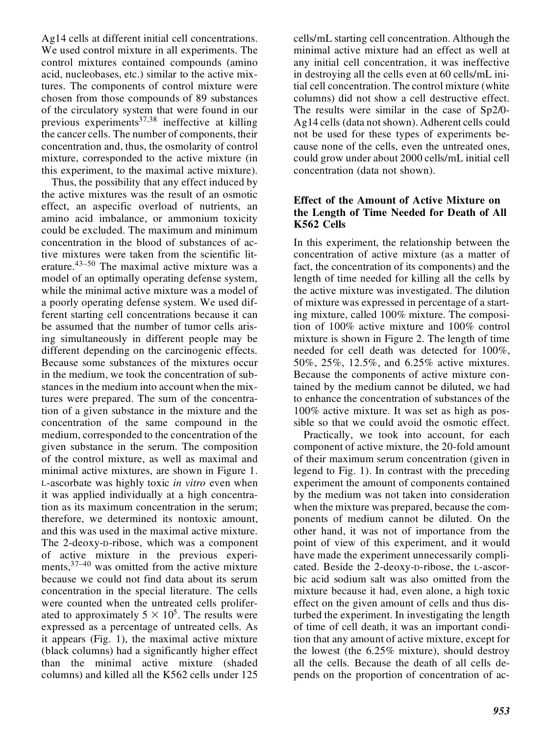Ag14 cells at different initial cell concentrations. We used control mixture in all experiments. The control mixtures contained compounds (amino acid, nucleobases, etc.) similar to the active mixtures. The components of control mixture were chosen from those compounds of 89 substances of the circulatory system that were found in our previous experiments[37,38] ineffective at killing the cancer cells. The number of components, their concentration and, thus, the osmolarity of control mixture, corresponded to the active mixture (in this experiment, to the maximal active mixture).

Thus, the possibility that any effect induced by the active mixtures was the result of an osmotic effect, an aspecific overload of nutrients, an amino acid imbalance, or ammonium toxicity could be excluded. The maximum and minimum concentration in the blood of substances of active mixtures were taken from the scientific literature.[43–50] The maximal active mixture was a model of an optimally operating defense system, while the minimal active mixture was a model of a poorly operating defense system. We used different starting cell concentrations because it can be assumed that the number of tumor cells arising simultaneously in different people may be different depending on the carcinogenic effects. Because some substances of the mixtures occur in the medium, we took the concentration of substances in the medium into account when the mixtures were prepared. The sum of the concentration of a given substance in the mixture and the concentration of the same compound in the medium, corresponded to the concentration of the given substance in the serum. The composition of the control mixture, as well as maximal and minimal active mixtures, are shown in Figure 1. L-ascorbate was highly toxic *in vitro* even when it was applied individually at a high concentration as its maximum concentration in the serum; therefore, we determined its nontoxic amount, and this was used in the maximal active mixture. The 2-deoxy-D-ribose, which was a component of active mixture in the previous experiments,[37–40] was omitted from the active mixture because we could not find data about its serum concentration in the special literature. The cells were counted when the untreated cells proliferated to approximately $5 \times 10^5$. The results were expressed as a percentage of untreated cells. As it appears (Fig. 1), the maximal active mixture (black columns) had a significantly higher effect than the minimal active mixture (shaded columns) and killed all the K562 cells under 125 cells/mL starting cell concentration. Although the minimal active mixture had an effect as well at any initial cell concentration, it was ineffective in destroying all the cells even at 60 cells/mL initial cell concentration. The control mixture (white columns) did not show a cell destructive effect. The results were similar in the case of Sp2/0-Ag14 cells (data not shown). Adherent cells could not be used for these types of experiments because none of the cells, even the untreated ones, could grow under about 2000 cells/mL initial cell concentration (data not shown).

### Effect of the Amount of Active Mixture on the Length of Time Needed for Death of All K562 Cells

In this experiment, the relationship between the concentration of active mixture (as a matter of fact, the concentration of its components) and the length of time needed for killing all the cells by the active mixture was investigated. The dilution of mixture was expressed in percentage of a starting mixture, called 100% mixture. The composition of 100% active mixture and 100% control mixture is shown in Figure 2. The length of time needed for cell death was detected for 100%, 50%, 25%, 12.5%, and 6.25% active mixtures. Because the components of active mixture contained by the medium cannot be diluted, we had to enhance the concentration of substances of the 100% active mixture. It was set as high as possible so that we could avoid the osmotic effect.

Practically, we took into account, for each component of active mixture, the 20-fold amount of their maximum serum concentration (given in legend to Fig. 1). In contrast with the preceding experiment the amount of components contained by the medium was not taken into consideration when the mixture was prepared, because the components of medium cannot be diluted. On the other hand, it was not of importance from the point of view of this experiment, and it would have made the experiment unnecessarily complicated. Beside the 2-deoxy-D-ribose, the L-ascorbic acid sodium salt was also omitted from the mixture because it had, even alone, a high toxic effect on the given amount of cells and thus disturbed the experiment. In investigating the length of time of cell death, it was an important condition that any amount of active mixture, except for the lowest (the 6.25% mixture), should destroy all the cells. Because the death of all cells depends on the proportion of concentration of ac-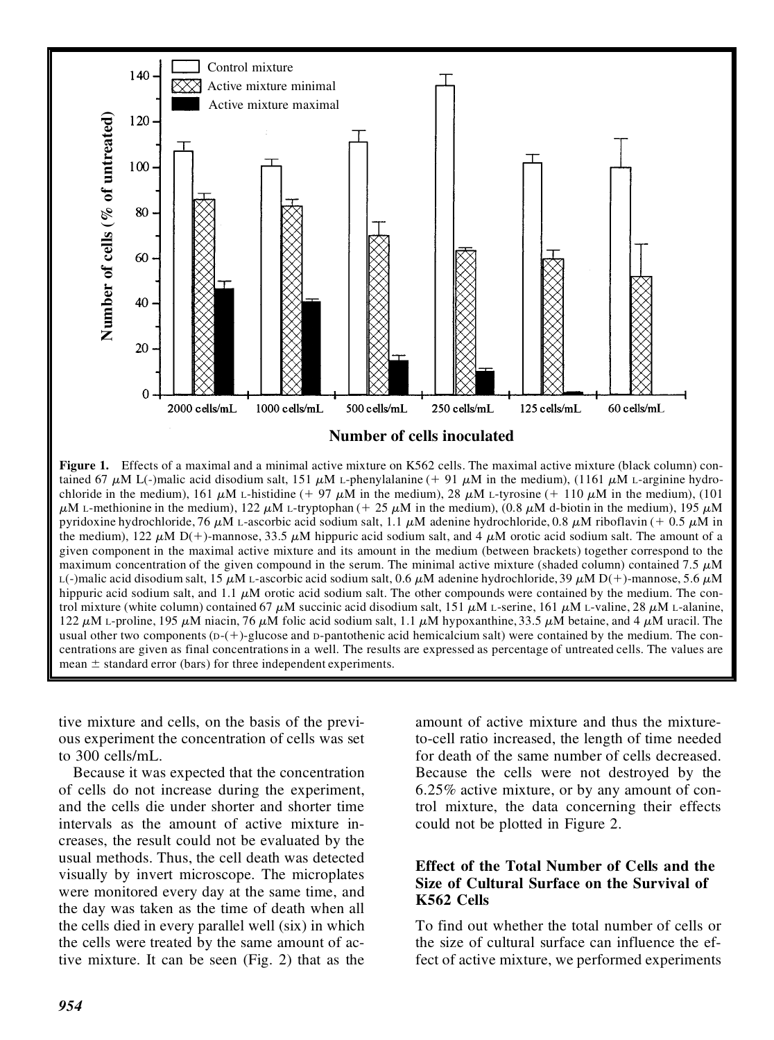Figure 1. Effects of a maximal and a minimal active mixture on K562 cells. The maximal active mixture (black column) contained 67 μM L(-)malic acid disodium salt, 151 μM L-phenylalanine (+ 91 μM in the medium), (1161 μM L-arginine hydrochloride in the medium), 161 μM L-histidine (+ 97 μM in the medium), 28 μM L-tyrosine (+ 110 μM in the medium), (101 μM L-methionine in the medium), 122 μM L-tryptophan (+ 25 μM in the medium), (0.8 μM d-biotin in the medium), 195 μM pyridoxine hydrochloride, 76 μM L-ascorbic acid sodium salt, 1.1 μM adenine hydrochloride, 0.8 μM riboflavin (+ 0.5 μM in the medium), 122 μM D(+)-mannose, 33.5 μM hippuric acid sodium salt, and 4 μM orotic acid sodium salt. The amount of a given component in the maximal active mixture and its amount in the medium (between brackets) together correspond to the maximum concentration of the given compound in the serum. The minimal active mixture (shaded column) contained 7.5 μM L(-)malic acid disodium salt, 15 μM L-ascorbic acid sodium salt, 0.6 μM adenine hydrochloride, 39 μM D(+)-mannose, 5.6 μM hippuric acid sodium salt, and 1.1 μM orotic acid sodium salt. The other compounds were contained by the medium. The control mixture (white column) contained 67 μM succinic acid disodium salt, 151 μM L-serine, 161 μM L-valine, 28 μM L-alanine, 122 μM L-proline, 195 μM niacin, 76 μM folic acid sodium salt, 1.1 μM hypoxanthine, 33.5 μM betaine, and 4 μM uracil. The usual other two components (D-(+)-glucose and D-pantothenic acid hemicalcium salt) were contained by the medium. The concentrations are given as final concentrations in a well. The results are expressed as percentage of untreated cells. The values are mean ± standard error (bars) for three independent experiments.

tive mixture and cells, on the basis of the previous experiment the concentration of cells was set to 300 cells/mL.

Because it was expected that the concentration of cells do not increase during the experiment, and the cells die under shorter and shorter time intervals as the amount of active mixture increases, the result could not be evaluated by the usual methods. Thus, the cell death was detected visually by invert microscope. The microplates were monitored every day at the same time, and the day was taken as the time of death when all the cells died in every parallel well (six) in which the cells were treated by the same amount of active mixture. It can be seen (Fig. 2) that as the amount of active mixture and thus the mixture-to-cell ratio increased, the length of time needed for death of the same number of cells decreased. Because the cells were not destroyed by the 6.25% active mixture, or by any amount of control mixture, the data concerning their effects could not be plotted in Figure 2.

### Effect of the Total Number of Cells and the Size of Cultural Surface on the Survival of K562 Cells

To find out whether the total number of cells or the size of cultural surface can influence the effect of active mixture, we performed experiments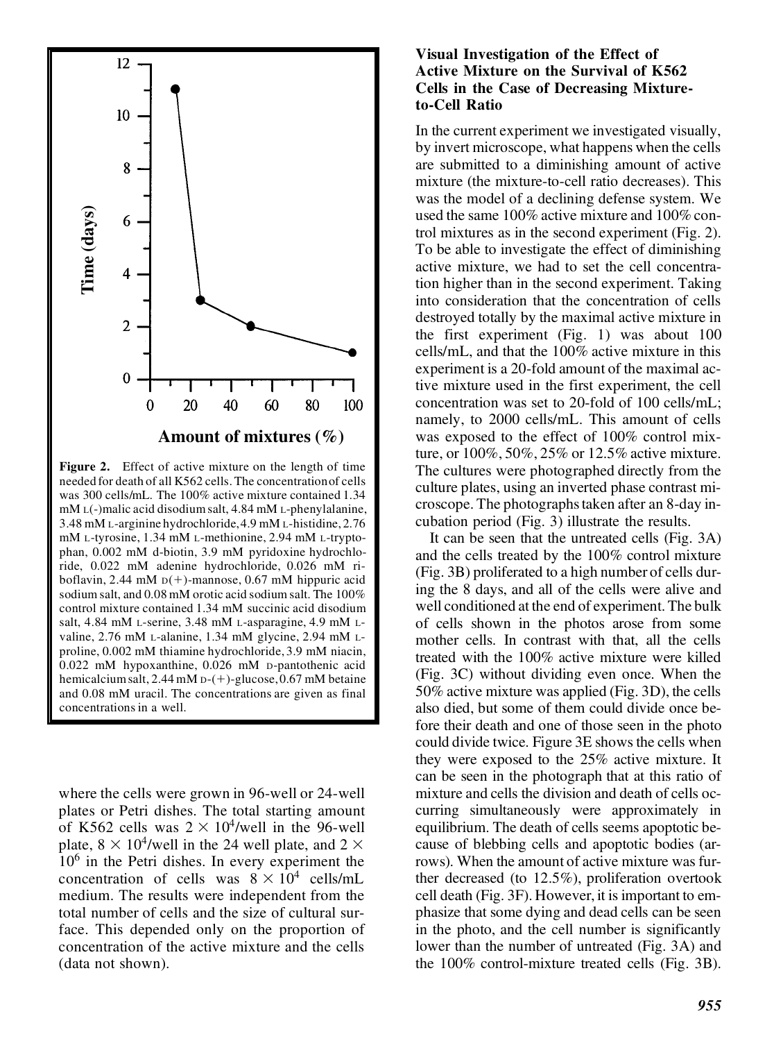Figure 2. Effect of active mixture on the length of time needed for death of all K562 cells. The concentration of cells was 300 cells/mL. The 100% active mixture contained 1.34 mM L(-)malic acid disodium salt, 4.84 mM L-phenylalanine, 3.48 mM L-arginine hydrochloride, 4.9 mM L-histidine, 2.76 mM L-tyrosine, 1.34 mM L-methionine, 2.94 mM L-tryptophan, 0.002 mM d-biotin, 3.9 mM pyridoxine hydrochloride, 0.022 mM adenine hydrochloride, 0.026 mM riboflavin, 2.44 mM D(+)-mannose, 0.67 mM hippuric acid sodium salt, and 0.08 mM orotic acid sodium salt. The 100% control mixture contained 1.34 mM succinic acid disodium salt, 4.84 mM L-serine, 3.48 mM L-asparagine, 4.9 mM L-valine, 2.76 mM L-alanine, 1.34 mM glycine, 2.94 mM L-proline, 0.002 mM thiamine hydrochloride, 3.9 mM niacin, 0.022 mM hypoxanthine, 0.026 mM D-pantothenic acid hemicalcium salt, 2.44 mM D-(+)-glucose, 0.67 mM betaine and 0.08 mM uracil. The concentrations are given as final concentrations in a well.

where the cells were grown in 96-well or 24-well plates or Petri dishes. The total starting amount of K562 cells was $2 \times 10^4$/well in the 96-well plate, $8 \times 10^4$/well in the 24 well plate, and $2 \times 10^6$ in the Petri dishes. In every experiment the concentration of cells was $8 \times 10^4$ cells/mL medium. The results were independent from the total number of cells and the size of cultural surface. This depended only on the proportion of concentration of the active mixture and the cells (data not shown).

### Visual Investigation of the Effect of Active Mixture on the Survival of K562 Cells in the Case of Decreasing Mixture-to-Cell Ratio

In the current experiment we investigated visually, by invert microscope, what happens when the cells are submitted to a diminishing amount of active mixture (the mixture-to-cell ratio decreases). This was the model of a declining defense system. We used the same 100% active mixture and 100% control mixtures as in the second experiment (Fig. 2). To be able to investigate the effect of diminishing active mixture, we had to set the cell concentration higher than in the second experiment. Taking into consideration that the concentration of cells destroyed totally by the maximal active mixture in the first experiment (Fig. 1) was about 100 cells/mL, and that the 100% active mixture in this experiment is a 20-fold amount of the maximal active mixture used in the first experiment, the cell concentration was set to 20-fold of 100 cells/mL; namely, to 2000 cells/mL. This amount of cells was exposed to the effect of 100% control mixture, or 100%, 50%, 25% or 12.5% active mixture. The cultures were photographed directly from the culture plates, using an inverted phase contrast microscope. The photographs taken after an 8-day incubation period (Fig. 3) illustrate the results.

It can be seen that the untreated cells (Fig. 3A) and the cells treated by the 100% control mixture (Fig. 3B) proliferated to a high number of cells during the 8 days, and all of the cells were alive and well conditioned at the end of experiment. The bulk of cells shown in the photos arose from some mother cells. In contrast with that, all the cells treated with the 100% active mixture were killed (Fig. 3C) without dividing even once. When the 50% active mixture was applied (Fig. 3D), the cells also died, but some of them could divide once before their death and one of those seen in the photo could divide twice. Figure 3E shows the cells when they were exposed to the 25% active mixture. It can be seen in the photograph that at this ratio of mixture and cells the division and death of cells occurring simultaneously were approximately in equilibrium. The death of cells seems apoptotic because of blebbing cells and apoptotic bodies (arrows). When the amount of active mixture was further decreased (to 12.5%), proliferation overtook cell death (Fig. 3F). However, it is important to emphasize that some dying and dead cells can be seen in the photo, and the cell number is significantly lower than the number of untreated (Fig. 3A) and the 100% control-mixture treated cells (Fig. 3B).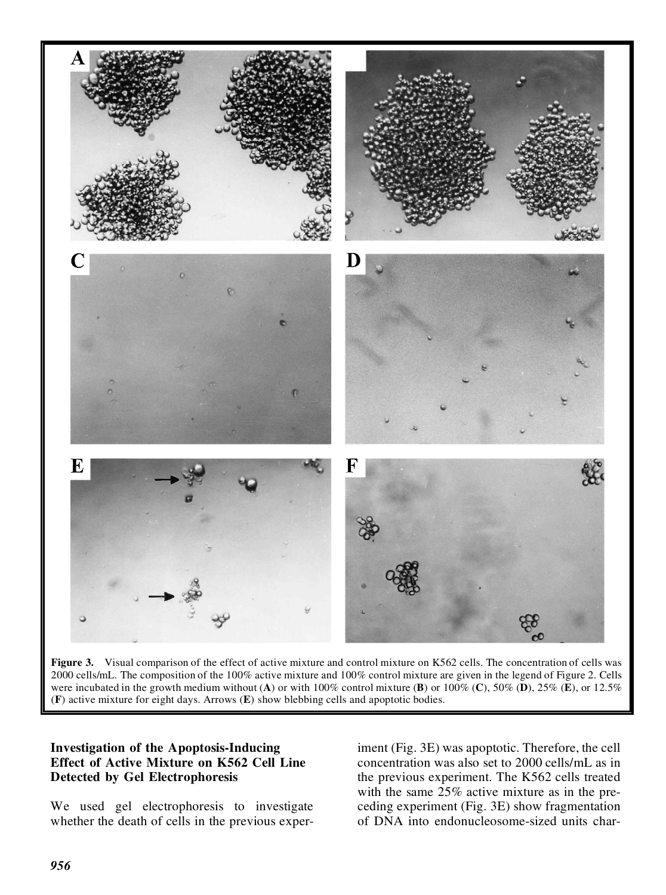**Figure 3.** Visual comparison of the effect of active mixture and control mixture on K562 cells. The concentration of cells was 2000 cells/mL. The composition of the 100% active mixture and 100% control mixture are given in the legend of Figure 2. Cells were incubated in the growth medium without (**A**) or with 100% control mixture (**B**) or 100% (**C**), 50% (**D**), 25% (**E**), or 12.5% (**F**) active mixture for eight days. Arrows (**E**) show blebbing cells and apoptotic bodies.

### Investigation of the Apoptosis-Inducing Effect of Active Mixture on K562 Cell Line Detected by Gel Electrophoresis

We used gel electrophoresis to investigate whether the death of cells in the previous experiment (Fig. 3E) was apoptotic. Therefore, the cell concentration was also set to 2000 cells/mL as in the previous experiment. The K562 cells treated with the same 25% active mixture as in the preceding experiment (Fig. 3E) show fragmentation of DNA into endonucleosome-sized units char-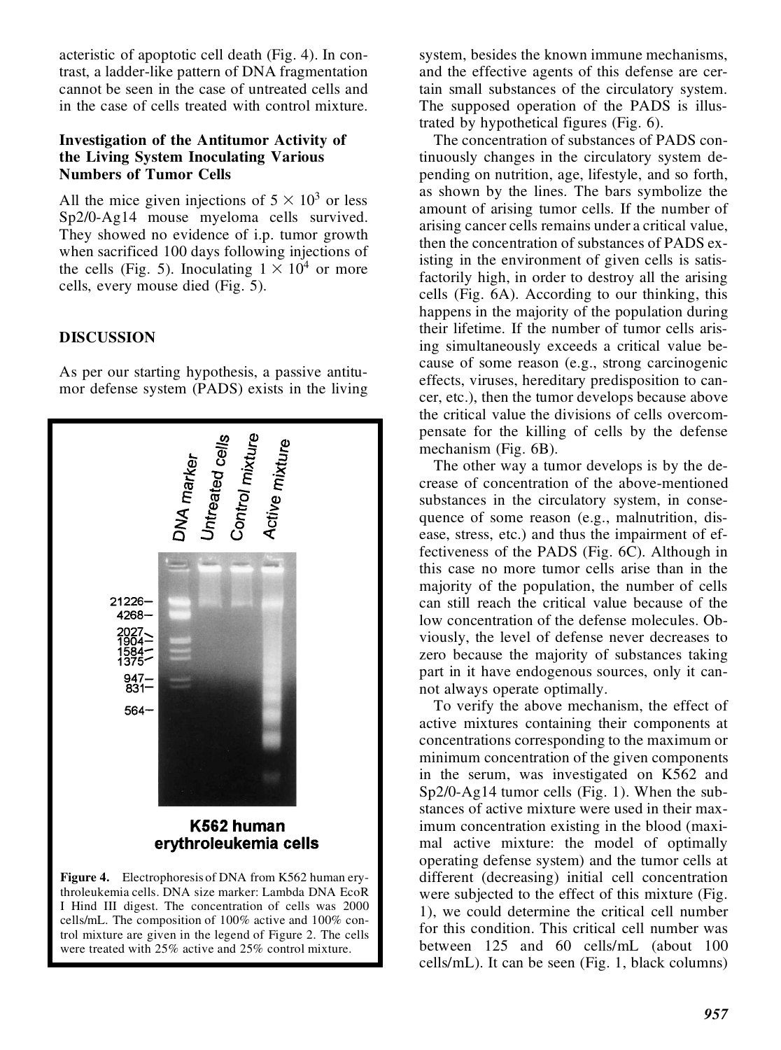acteristic of apoptotic cell death (Fig. 4). In contrast, a ladder-like pattern of DNA fragmentation cannot be seen in the case of untreated cells and in the case of cells treated with control mixture.

### Investigation of the Antitumor Activity of the Living System Inoculating Various Numbers of Tumor Cells

All the mice given injections of $5 \times 10^3$ or less Sp2/0-Ag14 mouse myeloma cells survived. They showed no evidence of i.p. tumor growth when sacrificed 100 days following injections of the cells (Fig. 5). Inoculating $1 \times 10^4$ or more cells, every mouse died (Fig. 5).

## DISCUSSION

As per our starting hypothesis, a passive antitumor defense system (PADS) exists in the living system, besides the known immune mechanisms, and the effective agents of this defense are certain small substances of the circulatory system. The supposed operation of the PADS is illustrated by hypothetical figures (Fig. 6).

The concentration of substances of PADS continuously changes in the circulatory system depending on nutrition, age, lifestyle, and so forth, as shown by the lines. The bars symbolize the amount of arising tumor cells. If the number of arising cancer cells remains under a critical value, then the concentration of substances of PADS existing in the environment of given cells is satisfactorily high, in order to destroy all the arising cells (Fig. 6A). According to our thinking, this happens in the majority of the population during their lifetime. If the number of tumor cells arising simultaneously exceeds a critical value because of some reason (e.g., strong carcinogenic effects, viruses, hereditary predisposition to cancer, etc.), then the tumor develops because above the critical value the divisions of cells overcompensate for the killing of cells by the defense mechanism (Fig. 6B).

The other way a tumor develops is by the decrease of concentration of the above-mentioned substances in the circulatory system, in consequence of some reason (e.g., malnutrition, disease, stress, etc.) and thus the impairment of effectiveness of the PADS (Fig. 6C). Although in this case no more tumor cells arise than in the majority of the population, the number of cells can still reach the critical value because of the low concentration of the defense molecules. Obviously, the level of defense never decreases to zero because the majority of substances taking part in it have endogenous sources, only it cannot always operate optimally.

To verify the above mechanism, the effect of active mixtures containing their components at concentrations corresponding to the maximum or minimum concentration of the given components in the serum, was investigated on K562 and Sp2/0-Ag14 tumor cells (Fig. 1). When the substances of active mixture were used in their maximum concentration existing in the blood (maximal active mixture: the model of optimally operating defense system) and the tumor cells at different (decreasing) initial cell concentration were subjected to the effect of this mixture (Fig. 1), we could determine the critical cell number for this condition. This critical cell number was between 125 and 60 cells/mL (about 100 cells/mL). It can be seen (Fig. 1, black columns)

DNA marker
Untreated cells
Control mixture
Active mixture

21226
4268
2027
1904
1584
1375
947
831
564

K562 human erythroleukemia cells

**Figure 4.** Electrophoresis of DNA from K562 human erythroleukemia cells. DNA size marker: Lambda DNA EcoR I Hind III digest. The concentration of cells was 2000 cells/mL. The composition of 100% active and 100% control mixture are given in the legend of Figure 2. The cells were treated with 25% active and 25% control mixture.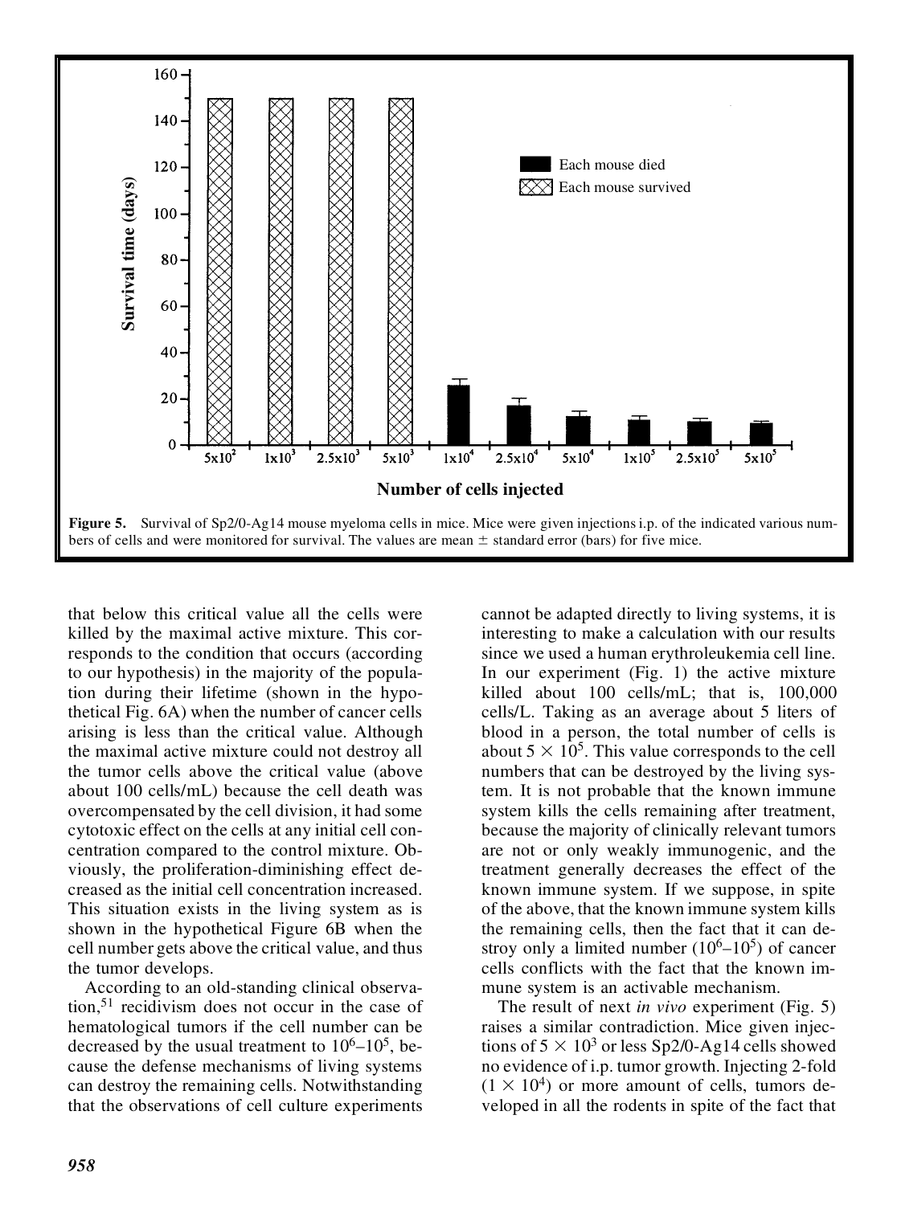**Figure 5.** Survival of Sp2/0-Ag14 mouse myeloma cells in mice. Mice were given injections i.p. of the indicated various numbers of cells and were monitored for survival. The values are mean ± standard error (bars) for five mice.

that below this critical value all the cells were killed by the maximal active mixture. This corresponds to the condition that occurs (according to our hypothesis) in the majority of the population during their lifetime (shown in the hypothetical Fig. 6A) when the number of cancer cells arising is less than the critical value. Although the maximal active mixture could not destroy all the tumor cells above the critical value (above about 100 cells/mL) because the cell death was overcompensated by the cell division, it had some cytotoxic effect on the cells at any initial cell concentration compared to the control mixture. Obviously, the proliferation-diminishing effect decreased as the initial cell concentration increased. This situation exists in the living system as is shown in the hypothetical Figure 6B when the cell number gets above the critical value, and thus the tumor develops.

According to an old-standing clinical observation,[51] recidivism does not occur in the case of hematological tumors if the cell number can be decreased by the usual treatment to $10^6$–$10^5$, because the defense mechanisms of living systems can destroy the remaining cells. Notwithstanding that the observations of cell culture experiments cannot be adapted directly to living systems, it is interesting to make a calculation with our results since we used a human erythroleukemia cell line. In our experiment (Fig. 1) the active mixture killed about 100 cells/mL; that is, 100,000 cells/L. Taking as an average about 5 liters of blood in a person, the total number of cells is about $5 \times 10^5$. This value corresponds to the cell numbers that can be destroyed by the living system. It is not probable that the known immune system kills the cells remaining after treatment, because the majority of clinically relevant tumors are not or only weakly immunogenic, and the treatment generally decreases the effect of the known immune system. If we suppose, in spite of the above, that the known immune system kills the remaining cells, then the fact that it can destroy only a limited number ($10^6$–$10^5$) of cancer cells conflicts with the fact that the known immune system is an activable mechanism.

The result of next *in vivo* experiment (Fig. 5) raises a similar contradiction. Mice given injections of $5 \times 10^3$ or less Sp2/0-Ag14 cells showed no evidence of i.p. tumor growth. Injecting 2-fold ($1 \times 10^4$) or more amount of cells, tumors developed in all the rodents in spite of the fact that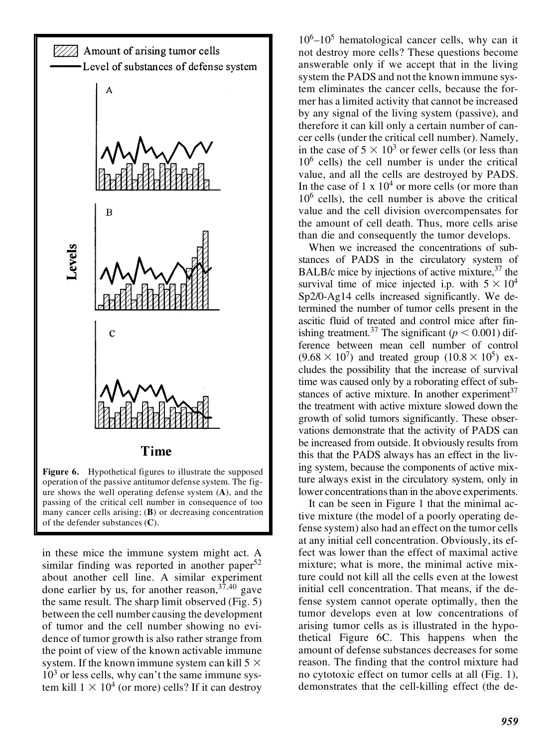Figure 6. Hypothetical figures to illustrate the supposed operation of the passive antitumor defense system. The figure shows the well operating defense system (**A**), and the passing of the critical cell number in consequence of too many cancer cells arising; (**B**) or decreasing concentration of the defender substances (**C**).

in these mice the immune system might act. A similar finding was reported in another paper[52] about another cell line. A similar experiment done earlier by us, for another reason,[37,40] gave the same result. The sharp limit observed (Fig. 5) between the cell number causing the development of tumor and the cell number showing no evidence of tumor growth is also rather strange from the point of view of the known activable immune system. If the known immune system can kill $5 \times 10^3$ or less cells, why can't the same immune system kill $1 \times 10^4$ (or more) cells? If it can destroy $10^6$–$10^5$ hematological cancer cells, why can it not destroy more cells? These questions become answerable only if we accept that in the living system the PADS and not the known immune system eliminates the cancer cells, because the former has a limited activity that cannot be increased by any signal of the living system (passive), and therefore it can kill only a certain number of cancer cells (under the critical cell number). Namely, in the case of $5 \times 10^3$ or fewer cells (or less than $10^6$ cells) the cell number is under the critical value, and all the cells are destroyed by PADS. In the case of $1 \times 10^4$ or more cells (or more than $10^6$ cells), the cell number is above the critical value and the cell division overcompensates for the amount of cell death. Thus, more cells arise than die and consequently the tumor develops.

When we increased the concentrations of substances of PADS in the circulatory system of BALB/c mice by injections of active mixture,[37] the survival time of mice injected i.p. with $5 \times 10^4$ Sp2/0-Ag14 cells increased significantly. We determined the number of tumor cells present in the ascitic fluid of treated and control mice after finishing treatment.[37] The significant ($p < 0.001$) difference between mean cell number of control ($9.68 \times 10^7$) and treated group ($10.8 \times 10^5$) excludes the possibility that the increase of survival time was caused only by a roborating effect of substances of active mixture. In another experiment[37] the treatment with active mixture slowed down the growth of solid tumors significantly. These observations demonstrate that the activity of PADS can be increased from outside. It obviously results from this that the PADS always has an effect in the living system, because the components of active mixture always exist in the circulatory system, only in lower concentrations than in the above experiments.

It can be seen in Figure 1 that the minimal active mixture (the model of a poorly operating defense system) also had an effect on the tumor cells at any initial cell concentration. Obviously, its effect was lower than the effect of maximal active mixture; what is more, the minimal active mixture could not kill all the cells even at the lowest initial cell concentration. That means, if the defense system cannot operate optimally, then the tumor develops even at low concentrations of arising tumor cells as is illustrated in the hypothetical Figure 6C. This happens when the amount of defense substances decreases for some reason. The finding that the control mixture had no cytotoxic effect on tumor cells at all (Fig. 1), demonstrates that the cell-killing effect (the de-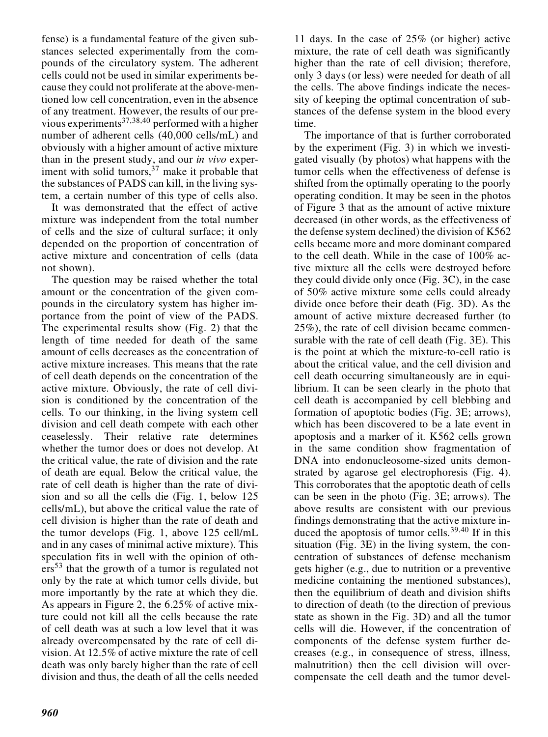fense) is a fundamental feature of the given substances selected experimentally from the compounds of the circulatory system. The adherent cells could not be used in similar experiments because they could not proliferate at the above-mentioned low cell concentration, even in the absence of any treatment. However, the results of our previous experiments[37,38,40] performed with a higher number of adherent cells (40,000 cells/mL) and obviously with a higher amount of active mixture than in the present study, and our *in vivo* experiment with solid tumors,[37] make it probable that the substances of PADS can kill, in the living system, a certain number of this type of cells also.

It was demonstrated that the effect of active mixture was independent from the total number of cells and the size of cultural surface; it only depended on the proportion of concentration of active mixture and concentration of cells (data not shown).

The question may be raised whether the total amount or the concentration of the given compounds in the circulatory system has higher importance from the point of view of the PADS. The experimental results show (Fig. 2) that the length of time needed for death of the same amount of cells decreases as the concentration of active mixture increases. This means that the rate of cell death depends on the concentration of the active mixture. Obviously, the rate of cell division is conditioned by the concentration of the cells. To our thinking, in the living system cell division and cell death compete with each other ceaselessly. Their relative rate determines whether the tumor does or does not develop. At the critical value, the rate of division and the rate of death are equal. Below the critical value, the rate of cell death is higher than the rate of division and so all the cells die (Fig. 1, below 125 cells/mL), but above the critical value the rate of cell division is higher than the rate of death and the tumor develops (Fig. 1, above 125 cell/mL and in any cases of minimal active mixture). This speculation fits in well with the opinion of others[53] that the growth of a tumor is regulated not only by the rate at which tumor cells divide, but more importantly by the rate at which they die. As appears in Figure 2, the 6.25% of active mixture could not kill all the cells because the rate of cell death was at such a low level that it was already overcompensated by the rate of cell division. At 12.5% of active mixture the rate of cell death was only barely higher than the rate of cell division and thus, the death of all the cells needed 11 days. In the case of 25% (or higher) active mixture, the rate of cell death was significantly higher than the rate of cell division; therefore, only 3 days (or less) were needed for death of all the cells. The above findings indicate the necessity of keeping the optimal concentration of substances of the defense system in the blood every time.

The importance of that is further corroborated by the experiment (Fig. 3) in which we investigated visually (by photos) what happens with the tumor cells when the effectiveness of defense is shifted from the optimally operating to the poorly operating condition. It may be seen in the photos of Figure 3 that as the amount of active mixture decreased (in other words, as the effectiveness of the defense system declined) the division of K562 cells became more and more dominant compared to the cell death. While in the case of 100% active mixture all the cells were destroyed before they could divide only once (Fig. 3C), in the case of 50% active mixture some cells could already divide once before their death (Fig. 3D). As the amount of active mixture decreased further (to 25%), the rate of cell division became commensurable with the rate of cell death (Fig. 3E). This is the point at which the mixture-to-cell ratio is about the critical value, and the cell division and cell death occurring simultaneously are in equilibrium. It can be seen clearly in the photo that cell death is accompanied by cell blebbing and formation of apoptotic bodies (Fig. 3E; arrows), which has been discovered to be a late event in apoptosis and a marker of it. K562 cells grown in the same condition show fragmentation of DNA into endonucleosome-sized units demonstrated by agarose gel electrophoresis (Fig. 4). This corroborates that the apoptotic death of cells can be seen in the photo (Fig. 3E; arrows). The above results are consistent with our previous findings demonstrating that the active mixture induced the apoptosis of tumor cells.[39,40] If in this situation (Fig. 3E) in the living system, the concentration of substances of defense mechanism gets higher (e.g., due to nutrition or a preventive medicine containing the mentioned substances), then the equilibrium of death and division shifts to direction of death (to the direction of previous state as shown in the Fig. 3D) and all the tumor cells will die. However, if the concentration of components of the defense system further decreases (e.g., in consequence of stress, illness, malnutrition) then the cell division will overcompensate the cell death and the tumor devel-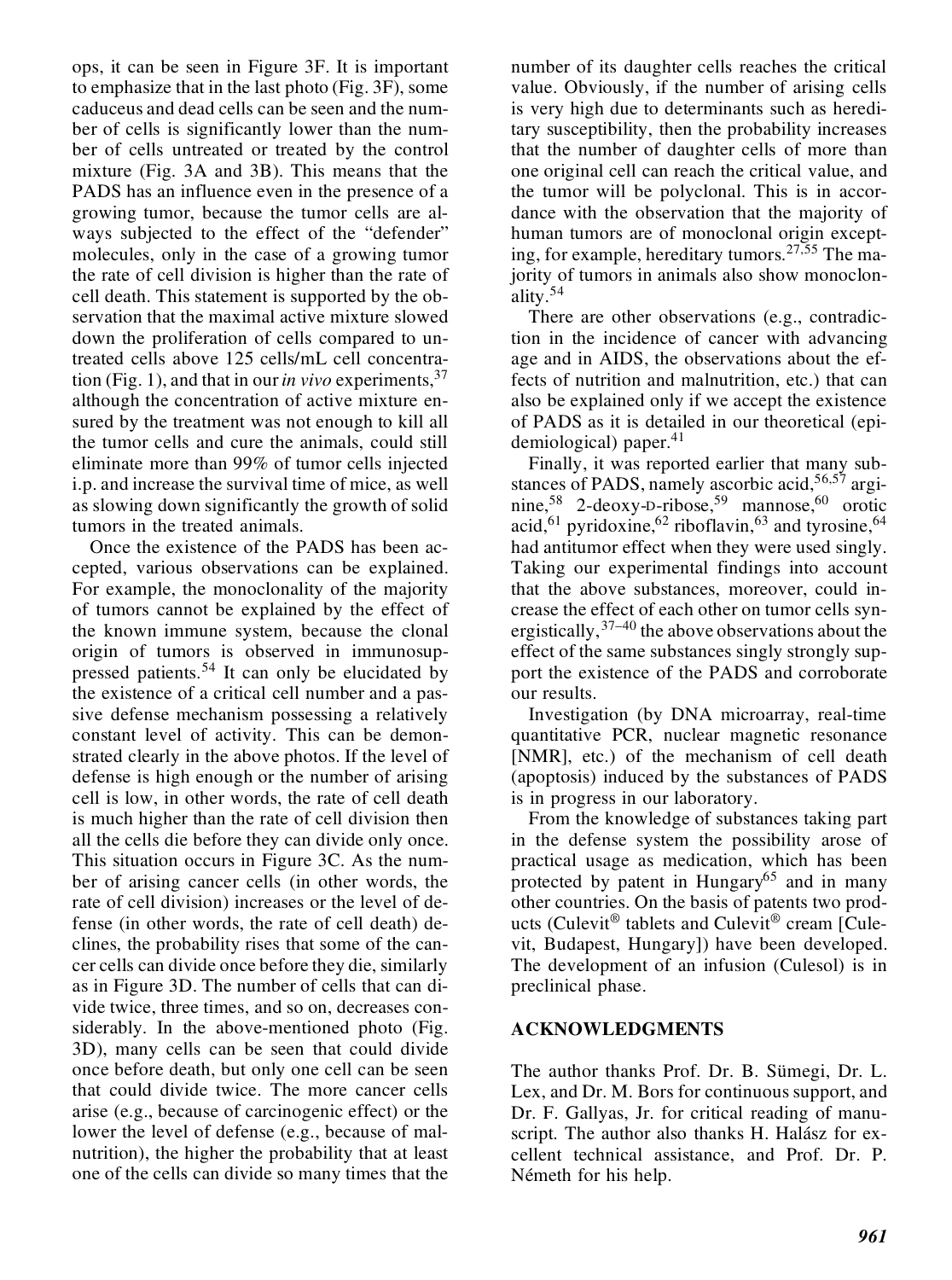ops, it can be seen in Figure 3F. It is important to emphasize that in the last photo (Fig. 3F), some caduceus and dead cells can be seen and the number of cells is significantly lower than the number of cells untreated or treated by the control mixture (Fig. 3A and 3B). This means that the PADS has an influence even in the presence of a growing tumor, because the tumor cells are always subjected to the effect of the "defender" molecules, only in the case of a growing tumor the rate of cell division is higher than the rate of cell death. This statement is supported by the observation that the maximal active mixture slowed down the proliferation of cells compared to untreated cells above 125 cells/mL cell concentration (Fig. 1), and that in our *in vivo* experiments,[37] although the concentration of active mixture ensured by the treatment was not enough to kill all the tumor cells and cure the animals, could still eliminate more than 99% of tumor cells injected i.p. and increase the survival time of mice, as well as slowing down significantly the growth of solid tumors in the treated animals.

Once the existence of the PADS has been accepted, various observations can be explained. For example, the monoclonality of the majority of tumors cannot be explained by the effect of the known immune system, because the clonal origin of tumors is observed in immunosuppressed patients.[54] It can only be elucidated by the existence of a critical cell number and a passive defense mechanism possessing a relatively constant level of activity. This can be demonstrated clearly in the above photos. If the level of defense is high enough or the number of arising cell is low, in other words, the rate of cell death is much higher than the rate of cell division then all the cells die before they can divide only once. This situation occurs in Figure 3C. As the number of arising cancer cells (in other words, the rate of cell division) increases or the level of defense (in other words, the rate of cell death) declines, the probability rises that some of the cancer cells can divide once before they die, similarly as in Figure 3D. The number of cells that can divide twice, three times, and so on, decreases considerably. In the above-mentioned photo (Fig. 3D), many cells can be seen that could divide once before death, but only one cell can be seen that could divide twice. The more cancer cells arise (e.g., because of carcinogenic effect) or the lower the level of defense (e.g., because of malnutrition), the higher the probability that at least one of the cells can divide so many times that the number of its daughter cells reaches the critical value. Obviously, if the number of arising cells is very high due to determinants such as hereditary susceptibility, then the probability increases that the number of daughter cells of more than one original cell can reach the critical value, and the tumor will be polyclonal. This is in accordance with the observation that the majority of human tumors are of monoclonal origin excepting, for example, hereditary tumors.[27,55] The majority of tumors in animals also show monoclonality.[54]

There are other observations (e.g., contradiction in the incidence of cancer with advancing age and in AIDS, the observations about the effects of nutrition and malnutrition, etc.) that can also be explained only if we accept the existence of PADS as it is detailed in our theoretical (epidemiological) paper.[41]

Finally, it was reported earlier that many substances of PADS, namely ascorbic acid,[56,57] arginine,[58] 2-deoxy-D-ribose,[59] mannose,[60] orotic acid,[61] pyridoxine,[62] riboflavin,[63] and tyrosine,[64] had antitumor effect when they were used singly. Taking our experimental findings into account that the above substances, moreover, could increase the effect of each other on tumor cells synergistically,[37–40] the above observations about the effect of the same substances singly strongly support the existence of the PADS and corroborate our results.

Investigation (by DNA microarray, real-time quantitative PCR, nuclear magnetic resonance [NMR], etc.) of the mechanism of cell death (apoptosis) induced by the substances of PADS is in progress in our laboratory.

From the knowledge of substances taking part in the defense system the possibility arose of practical usage as medication, which has been protected by patent in Hungary[65] and in many other countries. On the basis of patents two products (Culevit® tablets and Culevit® cream [Culevit, Budapest, Hungary]) have been developed. The development of an infusion (Culesol) is in preclinical phase.

## ACKNOWLEDGMENTS

The author thanks Prof. Dr. B. Sümegi, Dr. L. Lex, and Dr. M. Bors for continuous support, and Dr. F. Gallyas, Jr. for critical reading of manuscript. The author also thanks H. Halász for excellent technical assistance, and Prof. Dr. P. Németh for his help.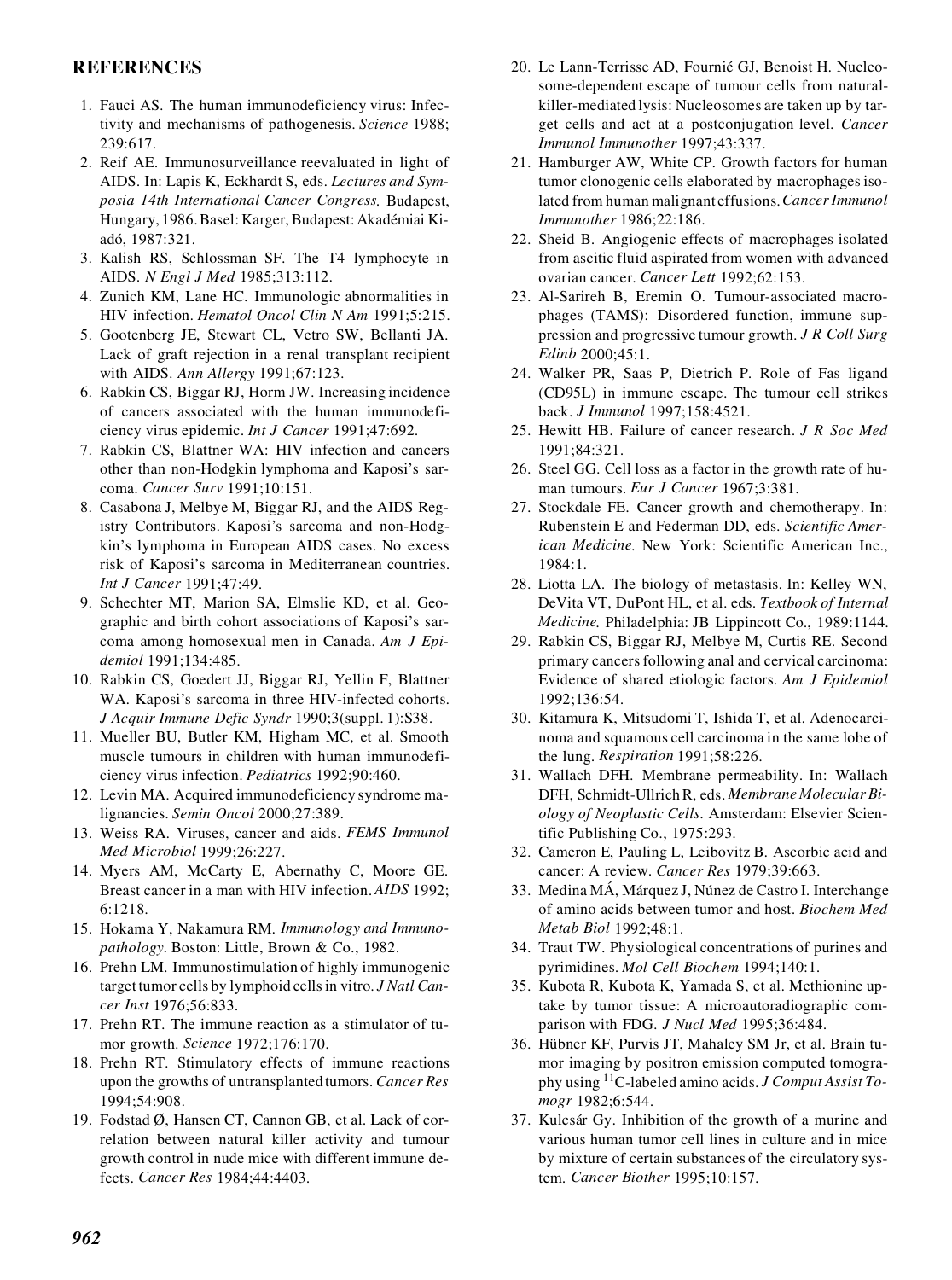## REFERENCES

1. Fauci AS. The human immunodeficiency virus: Infectivity and mechanisms of pathogenesis. *Science* 1988; 239:617.
2. Reif AE. Immunosurveillance reevaluated in light of AIDS. In: Lapis K, Eckhardt S, eds. *Lectures and Symposia 14th International Cancer Congress.* Budapest, Hungary, 1986. Basel: Karger, Budapest: Akadémiai Kiadó, 1987:321.
3. Kalish RS, Schlossman SF. The T4 lymphocyte in AIDS. *N Engl J Med* 1985;313:112.
4. Zunich KM, Lane HC. Immunologic abnormalities in HIV infection. *Hematol Oncol Clin N Am* 1991;5:215.
5. Gootenberg JE, Stewart CL, Vetro SW, Bellanti JA. Lack of graft rejection in a renal transplant recipient with AIDS. *Ann Allergy* 1991;67:123.
6. Rabkin CS, Biggar RJ, Horm JW. Increasing incidence of cancers associated with the human immunodeficiency virus epidemic. *Int J Cancer* 1991;47:692.
7. Rabkin CS, Blattner WA: HIV infection and cancers other than non-Hodgkin lymphoma and Kaposi's sarcoma. *Cancer Surv* 1991;10:151.
8. Casabona J, Melbye M, Biggar RJ, and the AIDS Registry Contributors. Kaposi's sarcoma and non-Hodgkin's lymphoma in European AIDS cases. No excess risk of Kaposi's sarcoma in Mediterranean countries. *Int J Cancer* 1991;47:49.
9. Schechter MT, Marion SA, Elmslie KD, et al. Geographic and birth cohort associations of Kaposi's sarcoma among homosexual men in Canada. *Am J Epidemiol* 1991;134:485.
10. Rabkin CS, Goedert JJ, Biggar RJ, Yellin F, Blattner WA. Kaposi's sarcoma in three HIV-infected cohorts. *J Acquir Immune Defic Syndr* 1990;3(suppl. 1):S38.
11. Mueller BU, Butler KM, Higham MC, et al. Smooth muscle tumours in children with human immunodeficiency virus infection. *Pediatrics* 1992;90:460.
12. Levin MA. Acquired immunodeficiency syndrome malignancies. *Semin Oncol* 2000;27:389.
13. Weiss RA. Viruses, cancer and aids. *FEMS Immunol Med Microbiol* 1999;26:227.
14. Myers AM, McCarty E, Abernathy C, Moore GE. Breast cancer in a man with HIV infection. *AIDS* 1992; 6:1218.
15. Hokama Y, Nakamura RM. *Immunology and Immunopathology.* Boston: Little, Brown & Co., 1982.
16. Prehn LM. Immunostimulation of highly immunogenic target tumor cells by lymphoid cells in vitro. *J Natl Cancer Inst* 1976;56:833.
17. Prehn RT. The immune reaction as a stimulator of tumor growth. *Science* 1972;176:170.
18. Prehn RT. Stimulatory effects of immune reactions upon the growths of untransplanted tumors. *Cancer Res* 1994;54:908.
19. Fodstad Ø, Hansen CT, Cannon GB, et al. Lack of correlation between natural killer activity and tumour growth control in nude mice with different immune defects. *Cancer Res* 1984;44:4403.
20. Le Lann-Terrisse AD, Fournié GJ, Benoist H. Nucleosome-dependent escape of tumour cells from natural-killer-mediated lysis: Nucleosomes are taken up by target cells and act at a postconjugation level. *Cancer Immunol Immunother* 1997;43:337.
21. Hamburger AW, White CP. Growth factors for human tumor clonogenic cells elaborated by macrophages isolated from human malignant effusions. *Cancer Immunol Immunother* 1986;22:186.
22. Sheid B. Angiogenic effects of macrophages isolated from ascitic fluid aspirated from women with advanced ovarian cancer. *Cancer Lett* 1992;62:153.
23. Al-Sarireh B, Eremin O. Tumour-associated macrophages (TAMS): Disordered function, immune suppression and progressive tumour growth. *J R Coll Surg Edinb* 2000;45:1.
24. Walker PR, Saas P, Dietrich P. Role of Fas ligand (CD95L) in immune escape. The tumour cell strikes back. *J Immunol* 1997;158:4521.
25. Hewitt HB. Failure of cancer research. *J R Soc Med* 1991;84:321.
26. Steel GG. Cell loss as a factor in the growth rate of human tumours. *Eur J Cancer* 1967;3:381.
27. Stockdale FE. Cancer growth and chemotherapy. In: Rubenstein E and Federman DD, eds. *Scientific American Medicine.* New York: Scientific American Inc., 1984:1.
28. Liotta LA. The biology of metastasis. In: Kelley WN, DeVita VT, DuPont HL, et al. eds. *Textbook of Internal Medicine.* Philadelphia: JB Lippincott Co., 1989:1144.
29. Rabkin CS, Biggar RJ, Melbye M, Curtis RE. Second primary cancers following anal and cervical carcinoma: Evidence of shared etiologic factors. *Am J Epidemiol* 1992;136:54.
30. Kitamura K, Mitsudomi T, Ishida T, et al. Adenocarcinoma and squamous cell carcinoma in the same lobe of the lung. *Respiration* 1991;58:226.
31. Wallach DFH. Membrane permeability. In: Wallach DFH, Schmidt-Ullrich R, eds. *Membrane Molecular Biology of Neoplastic Cells.* Amsterdam: Elsevier Scientific Publishing Co., 1975:293.
32. Cameron E, Pauling L, Leibovitz B. Ascorbic acid and cancer: A review. *Cancer Res* 1979;39:663.
33. Medina MÁ, Márquez J, Núnez de Castro I. Interchange of amino acids between tumor and host. *Biochem Med Metab Biol* 1992;48:1.
34. Traut TW. Physiological concentrations of purines and pyrimidines. *Mol Cell Biochem* 1994;140:1.
35. Kubota R, Kubota K, Yamada S, et al. Methionine uptake by tumor tissue: A microautoradiographic comparison with FDG. *J Nucl Med* 1995;36:484.
36. Hübner KF, Purvis JT, Mahaley SM Jr, et al. Brain tumor imaging by positron emission computed tomography using $^{11}$C-labeled amino acids. *J Comput Assist Tomogr* 1982;6:544.
37. Kulcsár Gy. Inhibition of the growth of a murine and various human tumor cell lines in culture and in mice by mixture of certain substances of the circulatory system. *Cancer Biother* 1995;10:157.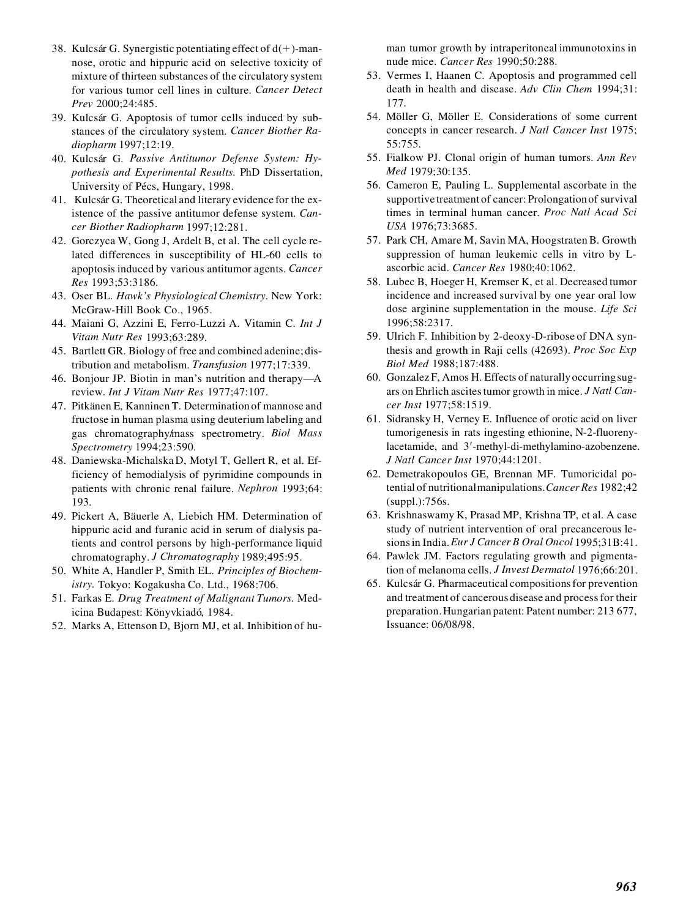38. Kulcsár G. Synergistic potentiating effect of d(+)-mannose, orotic and hippuric acid on selective toxicity of mixture of thirteen substances of the circulatory system for various tumor cell lines in culture. *Cancer Detect Prev* 2000;24:485.
39. Kulcsár G. Apoptosis of tumor cells induced by substances of the circulatory system. *Cancer Biother Radiopharm* 1997;12:19.
40. Kulcsár G. *Passive Antitumor Defense System: Hypothesis and Experimental Results.* PhD Dissertation, University of Pécs, Hungary, 1998.
41. Kulcsár G. Theoretical and literary evidence for the existence of the passive antitumor defense system. *Cancer Biother Radiopharm* 1997;12:281.
42. Gorczyca W, Gong J, Ardelt B, et al. The cell cycle related differences in susceptibility of HL-60 cells to apoptosis induced by various antitumor agents. *Cancer Res* 1993;53:3186.
43. Oser BL. *Hawk's Physiological Chemistry.* New York: McGraw-Hill Book Co., 1965.
44. Maiani G, Azzini E, Ferro-Luzzi A. Vitamin C. *Int J Vitam Nutr Res* 1993;63:289.
45. Bartlett GR. Biology of free and combined adenine; distribution and metabolism. *Transfusion* 1977;17:339.
46. Bonjour JP. Biotin in man's nutrition and therapy—A review. *Int J Vitam Nutr Res* 1977;47:107.
47. Pitkänen E, Kanninen T. Determination of mannose and fructose in human plasma using deuterium labeling and gas chromatography/mass spectrometry. *Biol Mass Spectrometry* 1994;23:590.
48. Daniewska-Michalska D, Motyl T, Gellert R, et al. Efficiency of hemodialysis of pyrimidine compounds in patients with chronic renal failure. *Nephron* 1993;64:193.
49. Pickert A, Bäuerle A, Liebich HM. Determination of hippuric acid and furanic acid in serum of dialysis patients and control persons by high-performance liquid chromatography. *J Chromatography* 1989;495:95.
50. White A, Handler P, Smith EL. *Principles of Biochemistry.* Tokyo: Kogakusha Co. Ltd., 1968:706.
51. Farkas E. *Drug Treatment of Malignant Tumors.* Medicina Budapest: Könyvkiadó, 1984.
52. Marks A, Ettenson D, Bjorn MJ, et al. Inhibition of human tumor growth by intraperitoneal immunotoxins in nude mice. *Cancer Res* 1990;50:288.
53. Vermes I, Haanen C. Apoptosis and programmed cell death in health and disease. *Adv Clin Chem* 1994;31:177.
54. Möller G, Möller E. Considerations of some current concepts in cancer research. *J Natl Cancer Inst* 1975;55:755.
55. Fialkow PJ. Clonal origin of human tumors. *Ann Rev Med* 1979;30:135.
56. Cameron E, Pauling L. Supplemental ascorbate in the supportive treatment of cancer: Prolongation of survival times in terminal human cancer. *Proc Natl Acad Sci USA* 1976;73:3685.
57. Park CH, Amare M, Savin MA, Hoogstraten B. Growth suppression of human leukemic cells in vitro by L-ascorbic acid. *Cancer Res* 1980;40:1062.
58. Lubec B, Hoeger H, Kremser K, et al. Decreased tumor incidence and increased survival by one year oral low dose arginine supplementation in the mouse. *Life Sci* 1996;58:2317.
59. Ulrich F. Inhibition by 2-deoxy-D-ribose of DNA synthesis and growth in Raji cells (42693). *Proc Soc Exp Biol Med* 1988;187:488.
60. Gonzalez F, Amos H. Effects of naturally occurring sugars on Ehrlich ascites tumor growth in mice. *J Natl Cancer Inst* 1977;58:1519.
61. Sidransky H, Verney E. Influence of orotic acid on liver tumorigenesis in rats ingesting ethionine, N-2-fluorenylacetamide, and 3′-methyl-di-methylamino-azobenzene. *J Natl Cancer Inst* 1970;44:1201.
62. Demetrakopoulos GE, Brennan MF. Tumoricidal potential of nutritional manipulations. *Cancer Res* 1982;42 (suppl.):756s.
63. Krishnaswamy K, Prasad MP, Krishna TP, et al. A case study of nutrient intervention of oral precancerous lesions in India. *Eur J Cancer B Oral Oncol* 1995;31B:41.
64. Pawlek JM. Factors regulating growth and pigmentation of melanoma cells. *J Invest Dermatol* 1976;66:201.
65. Kulcsár G. Pharmaceutical compositions for prevention and treatment of cancerous disease and process for their preparation. Hungarian patent: Patent number: 213 677, Issuance: 06/08/98.